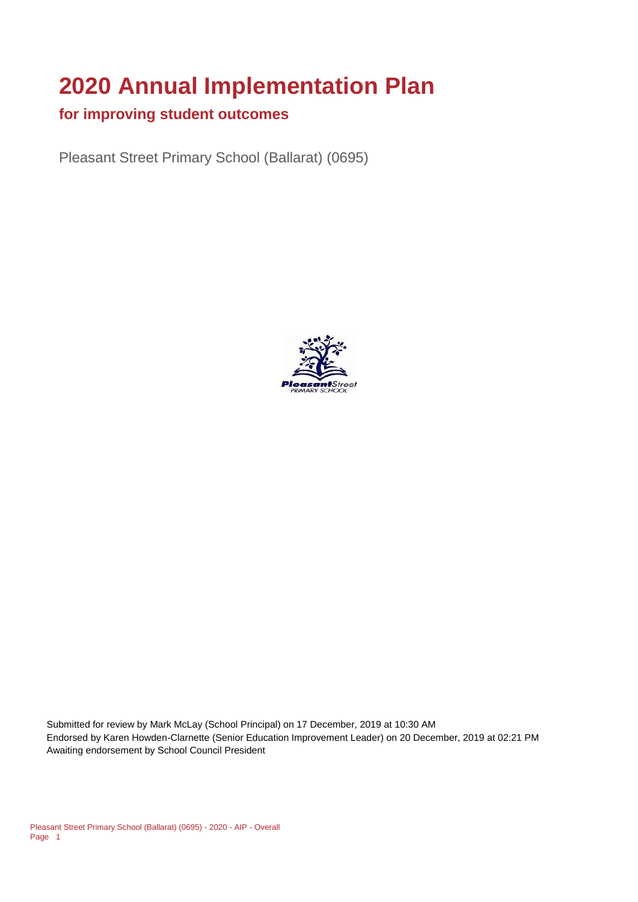# 2020 Annual Implementation Plan

## for improving student outcomes

Pleasant Street Primary School (Ballarat) (0695)

Submitted for review by Mark McLay (School Principal) on 17 December, 2019 at 10:30 AM
Endorsed by Karen Howden-Clarnette (Senior Education Improvement Leader) on 20 December, 2019 at 02:21 PM
Awaiting endorsement by School Council President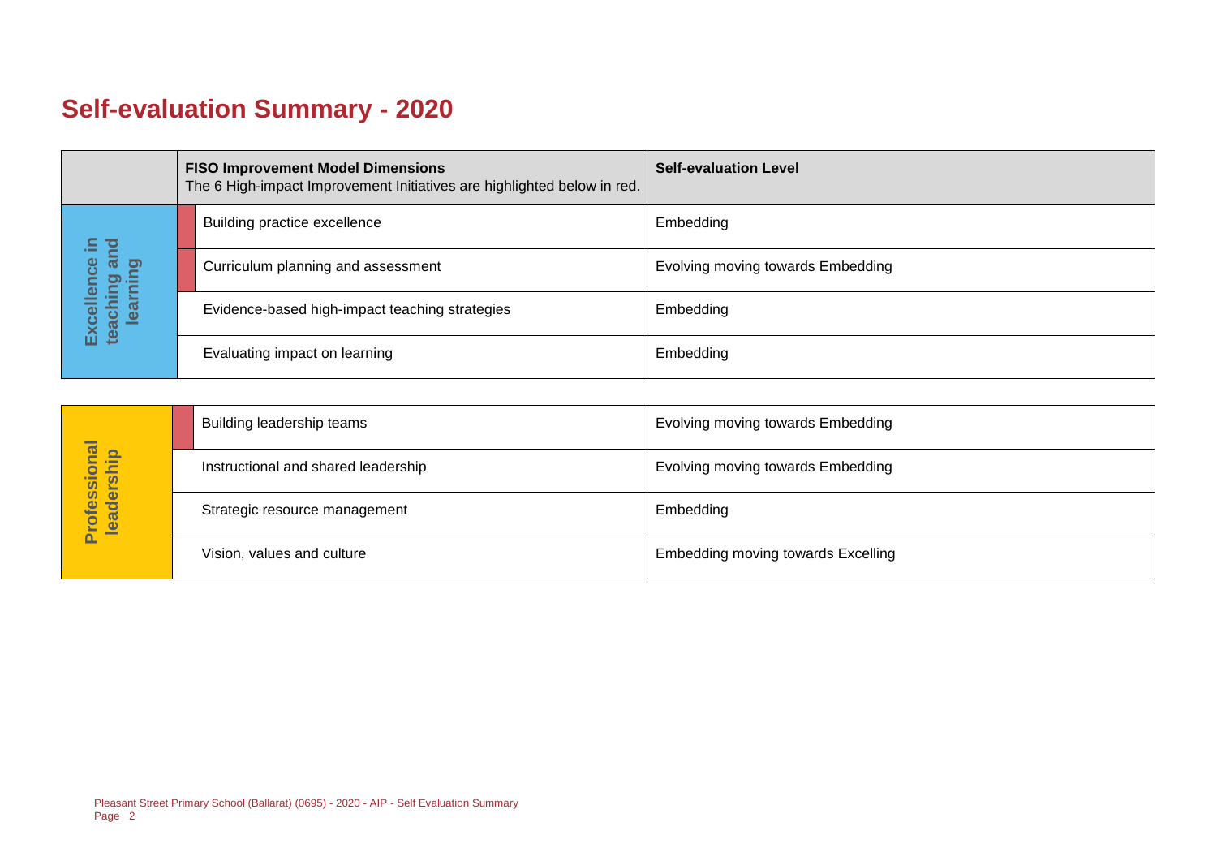# Self-evaluation Summary - 2020

| | FISO Improvement Model Dimensions<br>The 6 High-impact Improvement Initiatives are highlighted below in red. | Self-evaluation Level |
|---|---|---|
| Excellence in teaching and learning | Building practice excellence | Embedding |
| | Curriculum planning and assessment | Evolving moving towards Embedding |
| | Evidence-based high-impact teaching strategies | Embedding |
| | Evaluating impact on learning | Embedding |

| | | |
|---|---|---|
| Professional leadership | Building leadership teams | Evolving moving towards Embedding |
| | Instructional and shared leadership | Evolving moving towards Embedding |
| | Strategic resource management | Embedding |
| | Vision, values and culture | Embedding moving towards Excelling |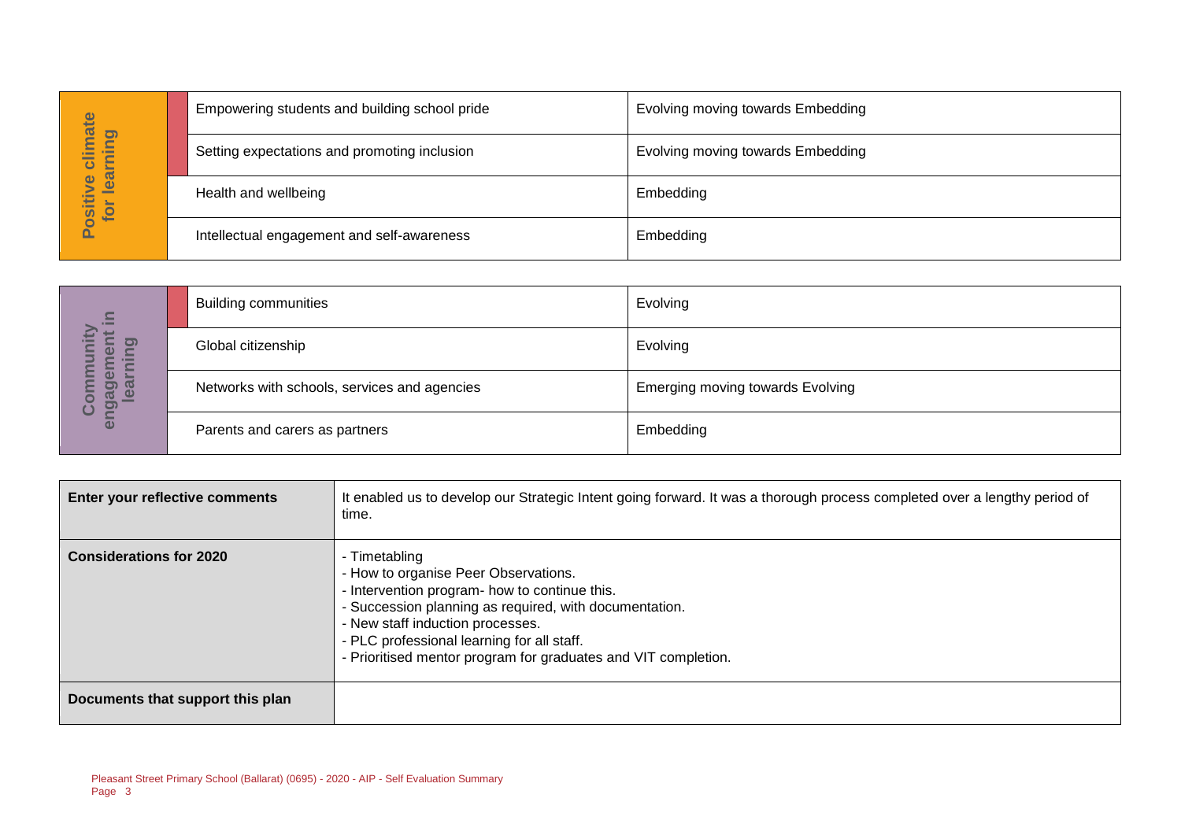| Positive climate for learning | | |
|---|---|---|
| | Empowering students and building school pride | Evolving moving towards Embedding |
| | Setting expectations and promoting inclusion | Evolving moving towards Embedding |
| | Health and wellbeing | Embedding |
| | Intellectual engagement and self-awareness | Embedding |

| Community engagement in learning | | |
|---|---|---|
| | Building communities | Evolving |
| | Global citizenship | Evolving |
| | Networks with schools, services and agencies | Emerging moving towards Evolving |
| | Parents and carers as partners | Embedding |

| | |
|---|---|
| **Enter your reflective comments** | It enabled us to develop our Strategic Intent going forward. It was a thorough process completed over a lengthy period of time. |
| **Considerations for 2020** | - Timetabling<br>- How to organise Peer Observations.<br>- Intervention program- how to continue this.<br>- Succession planning as required, with documentation.<br>- New staff induction processes.<br>- PLC professional learning for all staff.<br>- Prioritised mentor program for graduates and VIT completion. |
| **Documents that support this plan** | |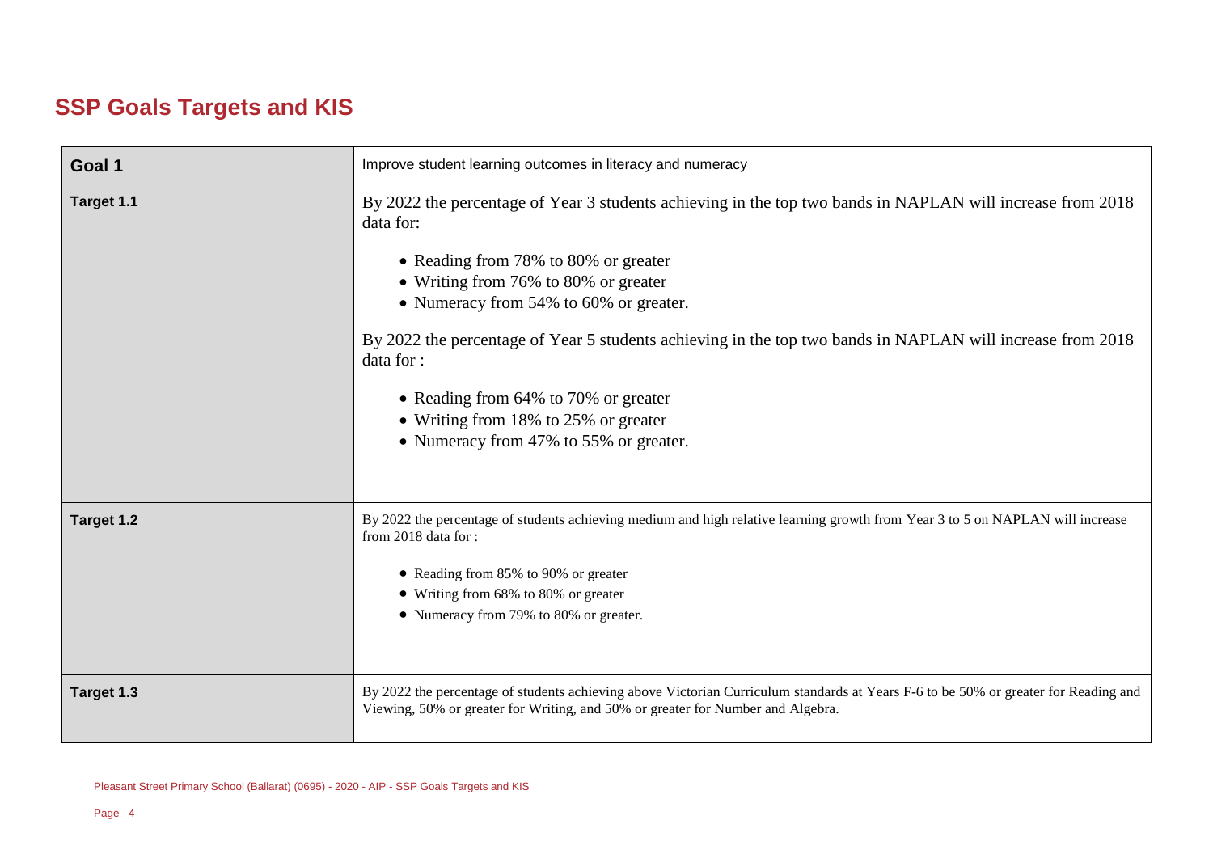## SSP Goals Targets and KIS

| Goal 1 | Improve student learning outcomes in literacy and numeracy |
| --- | --- |
| Target 1.1 | By 2022 the percentage of Year 3 students achieving in the top two bands in NAPLAN will increase from 2018 data for:<br><br>• Reading from 78% to 80% or greater<br>• Writing from 76% to 80% or greater<br>• Numeracy from 54% to 60% or greater.<br><br>By 2022 the percentage of Year 5 students achieving in the top two bands in NAPLAN will increase from 2018 data for :<br><br>• Reading from 64% to 70% or greater<br>• Writing from 18% to 25% or greater<br>• Numeracy from 47% to 55% or greater. |
| Target 1.2 | By 2022 the percentage of students achieving medium and high relative learning growth from Year 3 to 5 on NAPLAN will increase from 2018 data for :<br><br>• Reading from 85% to 90% or greater<br>• Writing from 68% to 80% or greater<br>• Numeracy from 79% to 80% or greater. |
| Target 1.3 | By 2022 the percentage of students achieving above Victorian Curriculum standards at Years F-6 to be 50% or greater for Reading and Viewing, 50% or greater for Writing, and 50% or greater for Number and Algebra. |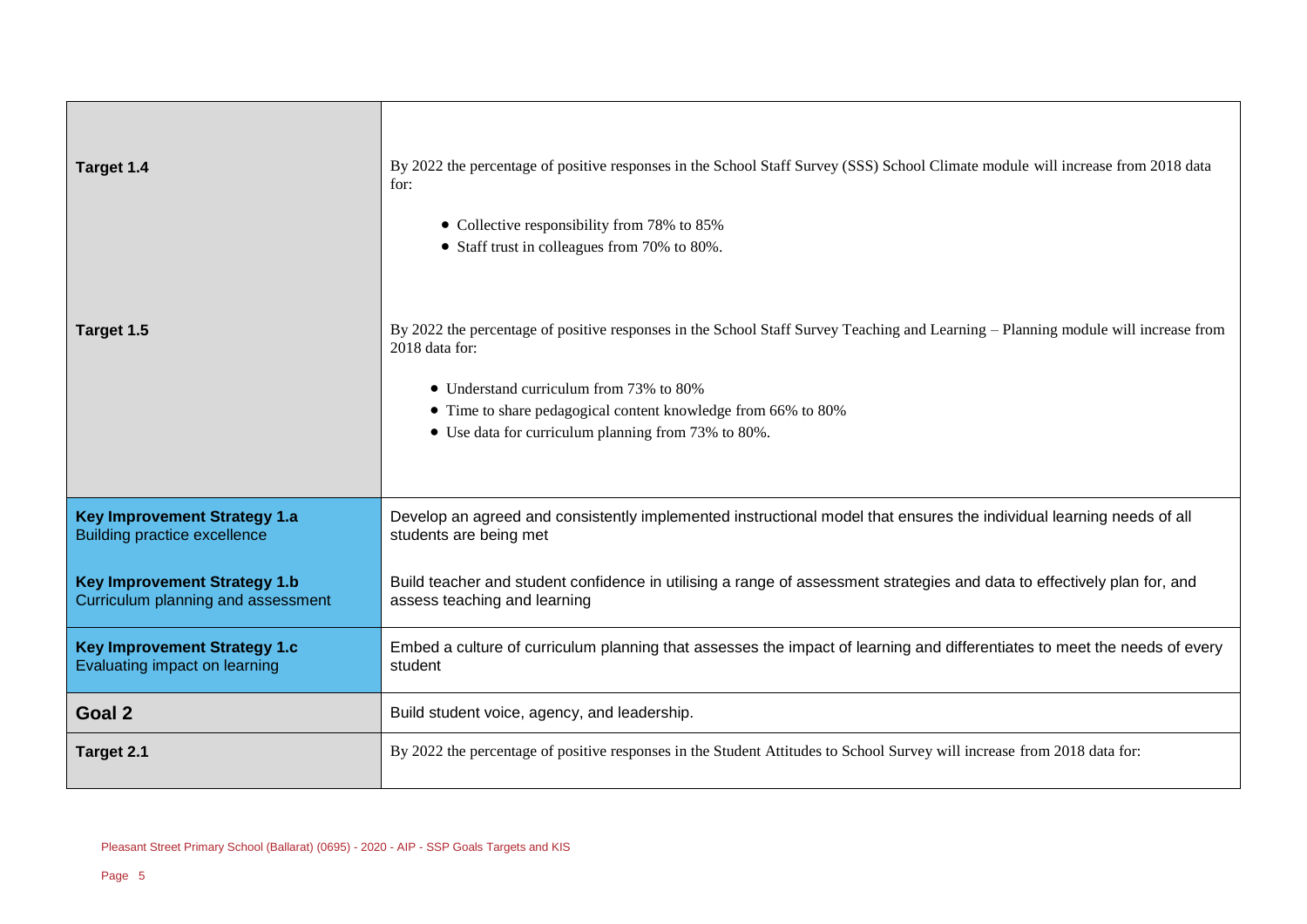| | |
|---|---|
| **Target 1.4** | By 2022 the percentage of positive responses in the School Staff Survey (SSS) School Climate module will increase from 2018 data for:<br>• Collective responsibility from 78% to 85%<br>• Staff trust in colleagues from 70% to 80%. |
| **Target 1.5** | By 2022 the percentage of positive responses in the School Staff Survey Teaching and Learning – Planning module will increase from 2018 data for:<br>• Understand curriculum from 73% to 80%<br>• Time to share pedagogical content knowledge from 66% to 80%<br>• Use data for curriculum planning from 73% to 80%. |
| **Key Improvement Strategy 1.a**<br>Building practice excellence | Develop an agreed and consistently implemented instructional model that ensures the individual learning needs of all students are being met |
| **Key Improvement Strategy 1.b**<br>Curriculum planning and assessment | Build teacher and student confidence in utilising a range of assessment strategies and data to effectively plan for, and assess teaching and learning |
| **Key Improvement Strategy 1.c**<br>Evaluating impact on learning | Embed a culture of curriculum planning that assesses the impact of learning and differentiates to meet the needs of every student |
| **Goal 2** | Build student voice, agency, and leadership. |
| **Target 2.1** | By 2022 the percentage of positive responses in the Student Attitudes to School Survey will increase from 2018 data for: |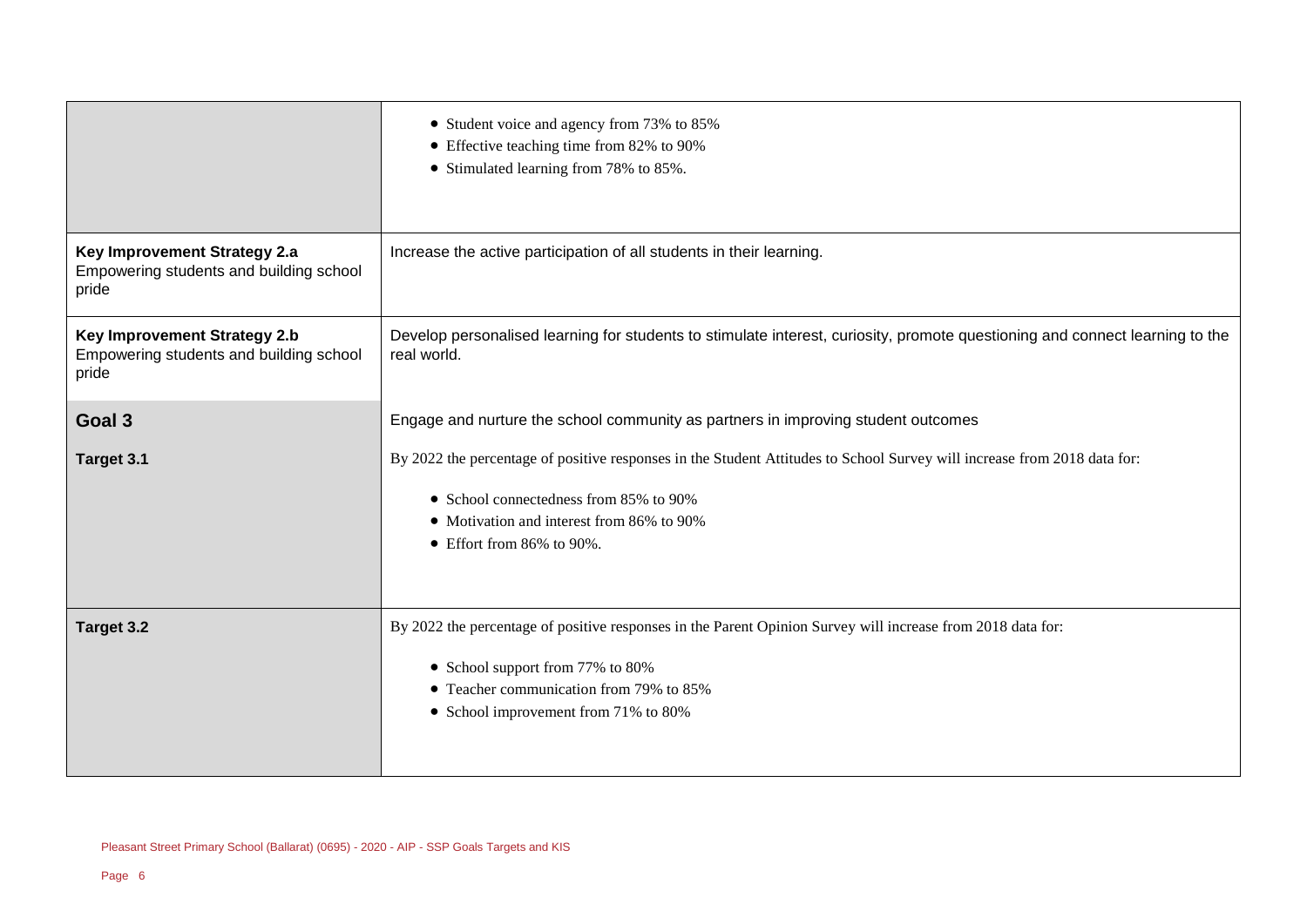| | |
|---|---|
| | • Student voice and agency from 73% to 85%<br>• Effective teaching time from 82% to 90%<br>• Stimulated learning from 78% to 85%. |
| **Key Improvement Strategy 2.a**<br>Empowering students and building school pride | Increase the active participation of all students in their learning. |
| **Key Improvement Strategy 2.b**<br>Empowering students and building school pride | Develop personalised learning for students to stimulate interest, curiosity, promote questioning and connect learning to the real world. |
| **Goal 3** | Engage and nurture the school community as partners in improving student outcomes |
| **Target 3.1** | By 2022 the percentage of positive responses in the Student Attitudes to School Survey will increase from 2018 data for:<br><br>• School connectedness from 85% to 90%<br>• Motivation and interest from 86% to 90%<br>• Effort from 86% to 90%. |
| **Target 3.2** | By 2022 the percentage of positive responses in the Parent Opinion Survey will increase from 2018 data for:<br><br>• School support from 77% to 80%<br>• Teacher communication from 79% to 85%<br>• School improvement from 71% to 80% |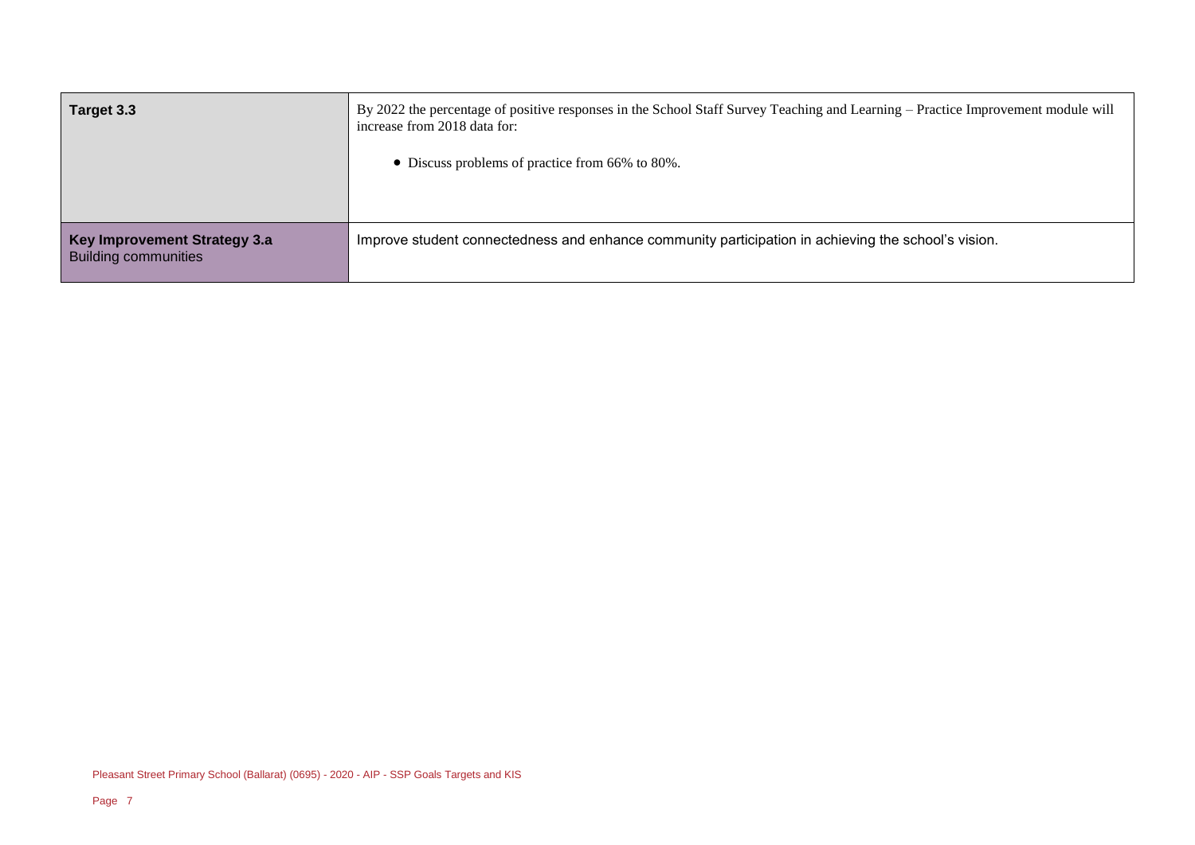| | |
|---|---|
| **Target 3.3** | By 2022 the percentage of positive responses in the School Staff Survey Teaching and Learning – Practice Improvement module will increase from 2018 data for:<br><br>• Discuss problems of practice from 66% to 80%. |
| **Key Improvement Strategy 3.a**<br>Building communities | Improve student connectedness and enhance community participation in achieving the school's vision. |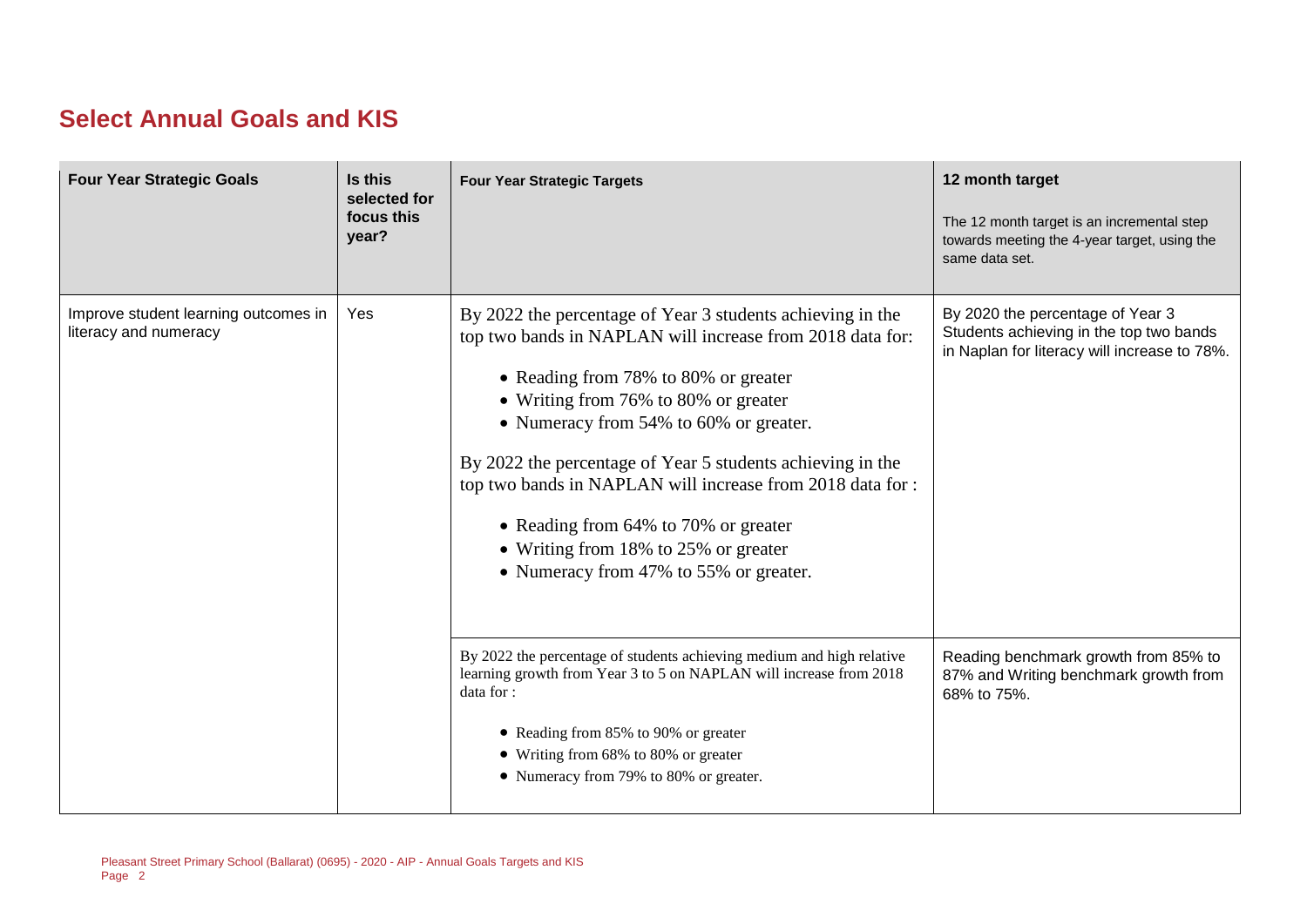## Select Annual Goals and KIS

| Four Year Strategic Goals | Is this selected for focus this year? | Four Year Strategic Targets | 12 month target<br><br>The 12 month target is an incremental step towards meeting the 4-year target, using the same data set. |
|---|---|---|---|
| Improve student learning outcomes in literacy and numeracy | Yes | By 2022 the percentage of Year 3 students achieving in the top two bands in NAPLAN will increase from 2018 data for:<br><br>• Reading from 78% to 80% or greater<br>• Writing from 76% to 80% or greater<br>• Numeracy from 54% to 60% or greater.<br><br>By 2022 the percentage of Year 5 students achieving in the top two bands in NAPLAN will increase from 2018 data for :<br><br>• Reading from 64% to 70% or greater<br>• Writing from 18% to 25% or greater<br>• Numeracy from 47% to 55% or greater. | By 2020 the percentage of Year 3 Students achieving in the top two bands in Naplan for literacy will increase to 78%. |
| | | By 2022 the percentage of students achieving medium and high relative learning growth from Year 3 to 5 on NAPLAN will increase from 2018 data for :<br><br>• Reading from 85% to 90% or greater<br>• Writing from 68% to 80% or greater<br>• Numeracy from 79% to 80% or greater. | Reading benchmark growth from 85% to 87% and Writing benchmark growth from 68% to 75%. |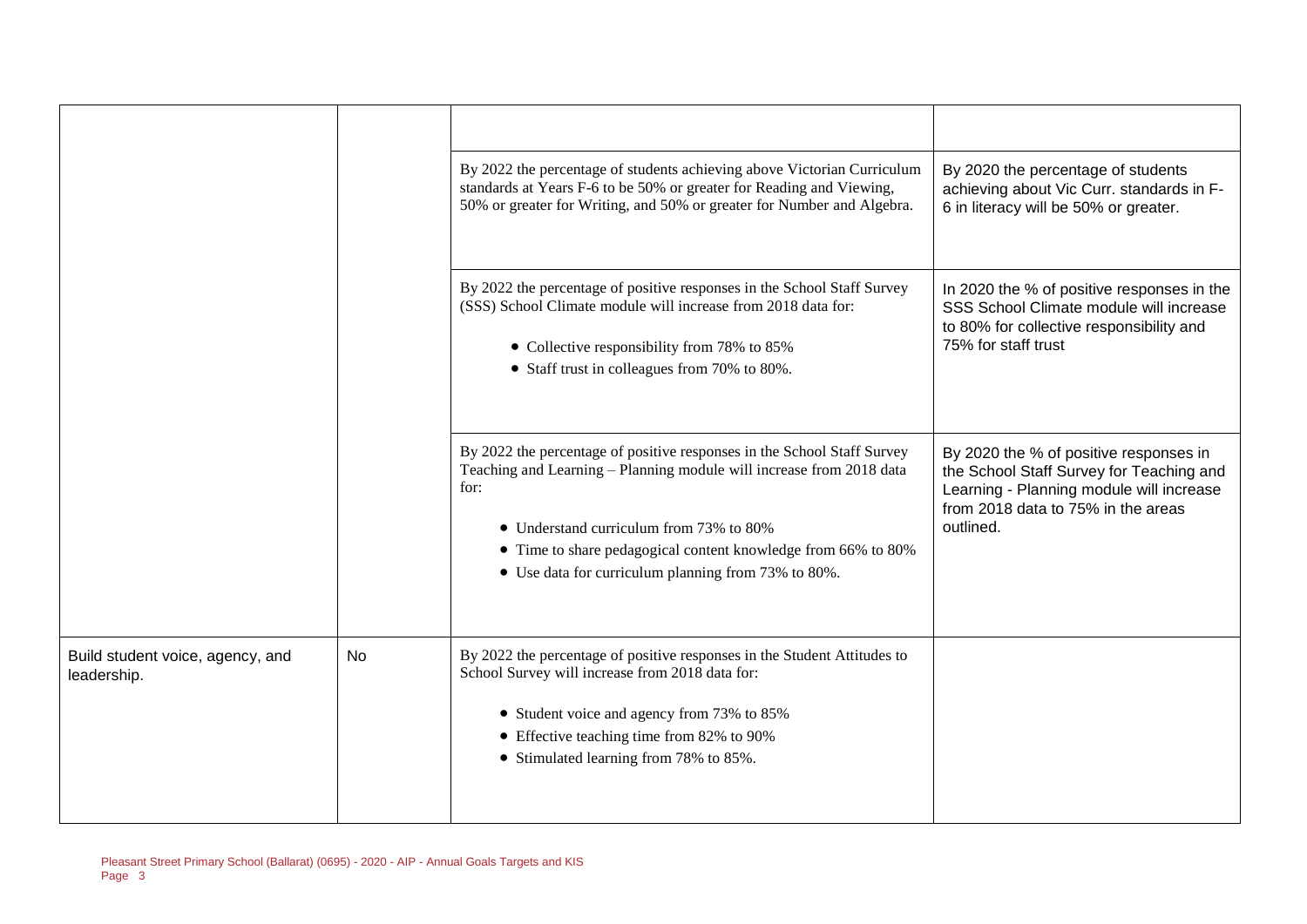| | | | |
|---|---|---|---|
| | | | |
| | | By 2022 the percentage of students achieving above Victorian Curriculum standards at Years F-6 to be 50% or greater for Reading and Viewing, 50% or greater for Writing, and 50% or greater for Number and Algebra. | By 2020 the percentage of students achieving about Vic Curr. standards in F-6 in literacy will be 50% or greater. |
| | | By 2022 the percentage of positive responses in the School Staff Survey (SSS) School Climate module will increase from 2018 data for:<br><br>• Collective responsibility from 78% to 85%<br>• Staff trust in colleagues from 70% to 80%. | In 2020 the % of positive responses in the SSS School Climate module will increase to 80% for collective responsibility and 75% for staff trust |
| | | By 2022 the percentage of positive responses in the School Staff Survey Teaching and Learning – Planning module will increase from 2018 data for:<br><br>• Understand curriculum from 73% to 80%<br>• Time to share pedagogical content knowledge from 66% to 80%<br>• Use data for curriculum planning from 73% to 80%. | By 2020 the % of positive responses in the School Staff Survey for Teaching and Learning - Planning module will increase from 2018 data to 75% in the areas outlined. |
| Build student voice, agency, and leadership. | No | By 2022 the percentage of positive responses in the Student Attitudes to School Survey will increase from 2018 data for:<br><br>• Student voice and agency from 73% to 85%<br>• Effective teaching time from 82% to 90%<br>• Stimulated learning from 78% to 85%. | |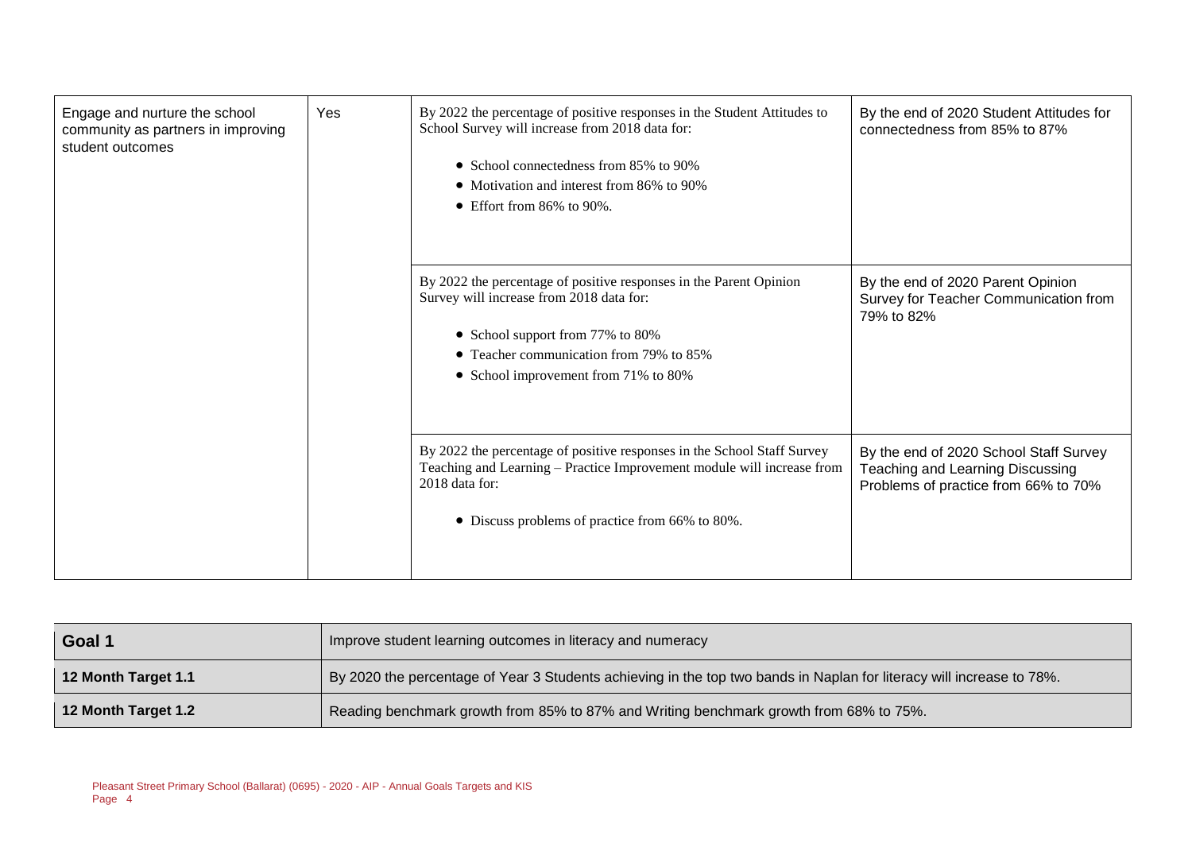| | | | |
|---|---|---|---|
| Engage and nurture the school community as partners in improving student outcomes | Yes | By 2022 the percentage of positive responses in the Student Attitudes to School Survey will increase from 2018 data for:<br><br>• School connectedness from 85% to 90%<br>• Motivation and interest from 86% to 90%<br>• Effort from 86% to 90%. | By the end of 2020 Student Attitudes for connectedness from 85% to 87% |
| | | By 2022 the percentage of positive responses in the Parent Opinion Survey will increase from 2018 data for:<br><br>• School support from 77% to 80%<br>• Teacher communication from 79% to 85%<br>• School improvement from 71% to 80% | By the end of 2020 Parent Opinion Survey for Teacher Communication from 79% to 82% |
| | | By 2022 the percentage of positive responses in the School Staff Survey Teaching and Learning – Practice Improvement module will increase from 2018 data for:<br><br>• Discuss problems of practice from 66% to 80%. | By the end of 2020 School Staff Survey Teaching and Learning Discussing Problems of practice from 66% to 70% |

| **Goal 1** | Improve student learning outcomes in literacy and numeracy |
|---|---|
| **12 Month Target 1.1** | By 2020 the percentage of Year 3 Students achieving in the top two bands in Naplan for literacy will increase to 78%. |
| **12 Month Target 1.2** | Reading benchmark growth from 85% to 87% and Writing benchmark growth from 68% to 75%. |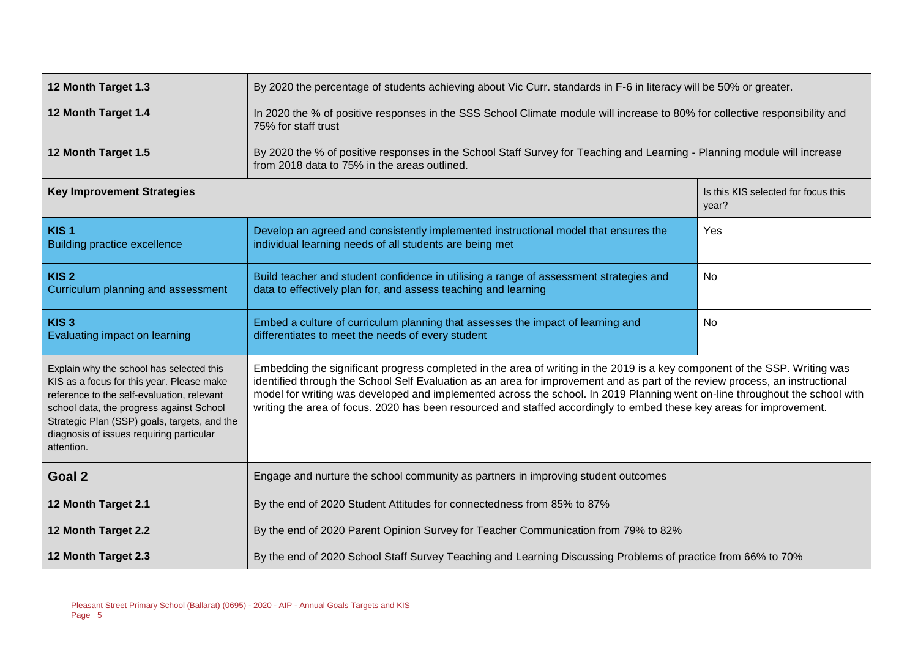| | | |
|---|---|---|
| **12 Month Target 1.3** | By 2020 the percentage of students achieving about Vic Curr. standards in F-6 in literacy will be 50% or greater. | |
| **12 Month Target 1.4** | In 2020 the % of positive responses in the SSS School Climate module will increase to 80% for collective responsibility and 75% for staff trust | |
| **12 Month Target 1.5** | By 2020 the % of positive responses in the School Staff Survey for Teaching and Learning - Planning module will increase from 2018 data to 75% in the areas outlined. | |
| **Key Improvement Strategies** | | Is this KIS selected for focus this year? |
| **KIS 1** Building practice excellence | Develop an agreed and consistently implemented instructional model that ensures the individual learning needs of all students are being met | Yes |
| **KIS 2** Curriculum planning and assessment | Build teacher and student confidence in utilising a range of assessment strategies and data to effectively plan for, and assess teaching and learning | No |
| **KIS 3** Evaluating impact on learning | Embed a culture of curriculum planning that assesses the impact of learning and differentiates to meet the needs of every student | No |
| Explain why the school has selected this KIS as a focus for this year. Please make reference to the self-evaluation, relevant school data, the progress against School Strategic Plan (SSP) goals, targets, and the diagnosis of issues requiring particular attention. | Embedding the significant progress completed in the area of writing in the 2019 is a key component of the SSP. Writing was identified through the School Self Evaluation as an area for improvement and as part of the review process, an instructional model for writing was developed and implemented across the school. In 2019 Planning went on-line throughout the school with writing the area of focus. 2020 has been resourced and staffed accordingly to embed these key areas for improvement. | |
| **Goal 2** | Engage and nurture the school community as partners in improving student outcomes | |
| **12 Month Target 2.1** | By the end of 2020 Student Attitudes for connectedness from 85% to 87% | |
| **12 Month Target 2.2** | By the end of 2020 Parent Opinion Survey for Teacher Communication from 79% to 82% | |
| **12 Month Target 2.3** | By the end of 2020 School Staff Survey Teaching and Learning Discussing Problems of practice from 66% to 70% | |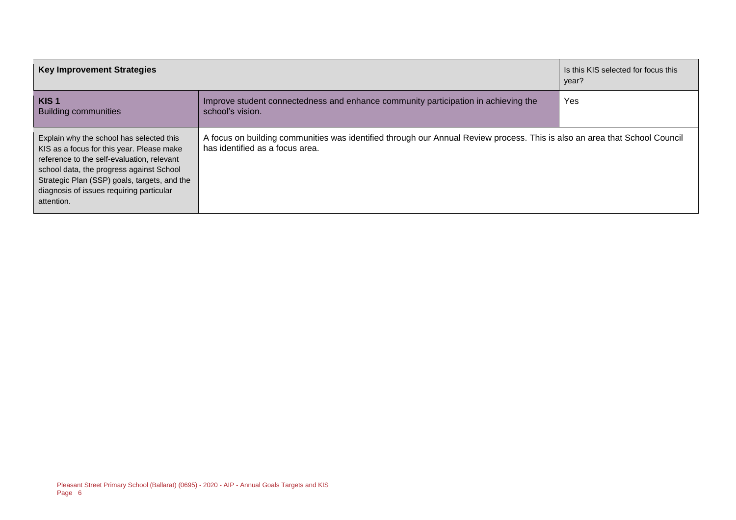| Key Improvement Strategies | | Is this KIS selected for focus this year? |
|---|---|---|
| **KIS 1**<br>Building communities | Improve student connectedness and enhance community participation in achieving the school's vision. | Yes |
| Explain why the school has selected this KIS as a focus for this year. Please make reference to the self-evaluation, relevant school data, the progress against School Strategic Plan (SSP) goals, targets, and the diagnosis of issues requiring particular attention. | A focus on building communities was identified through our Annual Review process. This is also an area that School Council has identified as a focus area. | |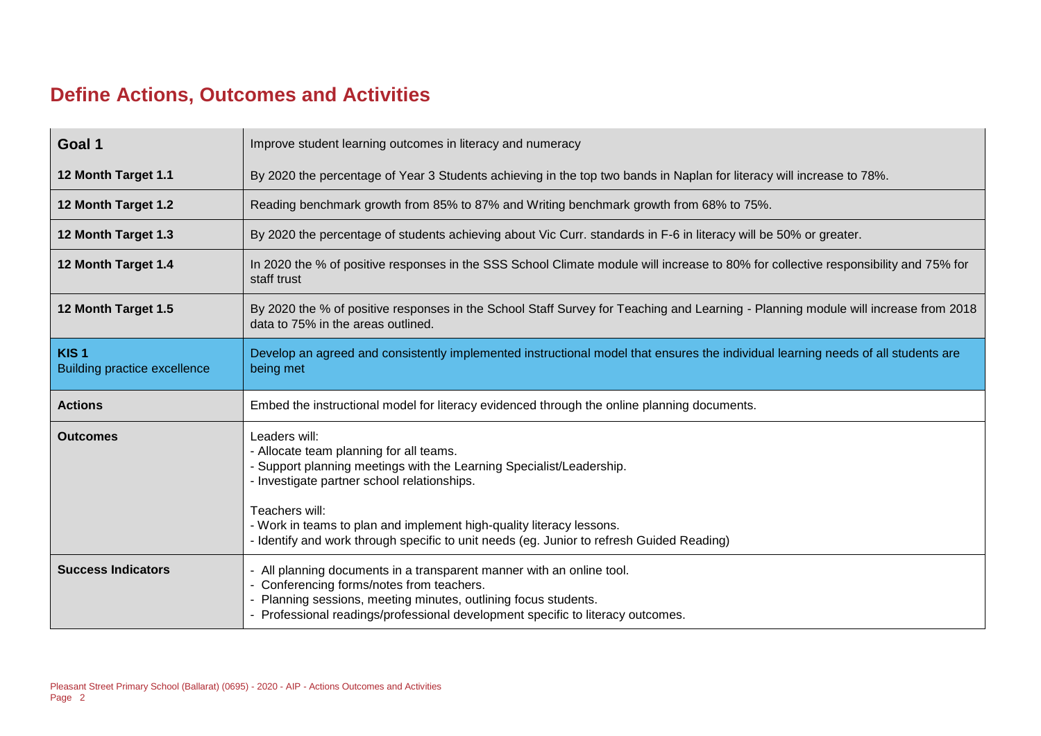## Define Actions, Outcomes and Activities

| | |
|---|---|
| **Goal 1** | Improve student learning outcomes in literacy and numeracy |
| **12 Month Target 1.1** | By 2020 the percentage of Year 3 Students achieving in the top two bands in Naplan for literacy will increase to 78%. |
| **12 Month Target 1.2** | Reading benchmark growth from 85% to 87% and Writing benchmark growth from 68% to 75%. |
| **12 Month Target 1.3** | By 2020 the percentage of students achieving about Vic Curr. standards in F-6 in literacy will be 50% or greater. |
| **12 Month Target 1.4** | In 2020 the % of positive responses in the SSS School Climate module will increase to 80% for collective responsibility and 75% for staff trust |
| **12 Month Target 1.5** | By 2020 the % of positive responses in the School Staff Survey for Teaching and Learning - Planning module will increase from 2018 data to 75% in the areas outlined. |
| **KIS 1**<br>Building practice excellence | Develop an agreed and consistently implemented instructional model that ensures the individual learning needs of all students are being met |
| **Actions** | Embed the instructional model for literacy evidenced through the online planning documents. |
| **Outcomes** | Leaders will:<br>- Allocate team planning for all teams.<br>- Support planning meetings with the Learning Specialist/Leadership.<br>- Investigate partner school relationships.<br><br>Teachers will:<br>- Work in teams to plan and implement high-quality literacy lessons.<br>- Identify and work through specific to unit needs (eg. Junior to refresh Guided Reading) |
| **Success Indicators** | - All planning documents in a transparent manner with an online tool.<br>- Conferencing forms/notes from teachers.<br>- Planning sessions, meeting minutes, outlining focus students.<br>- Professional readings/professional development specific to literacy outcomes. |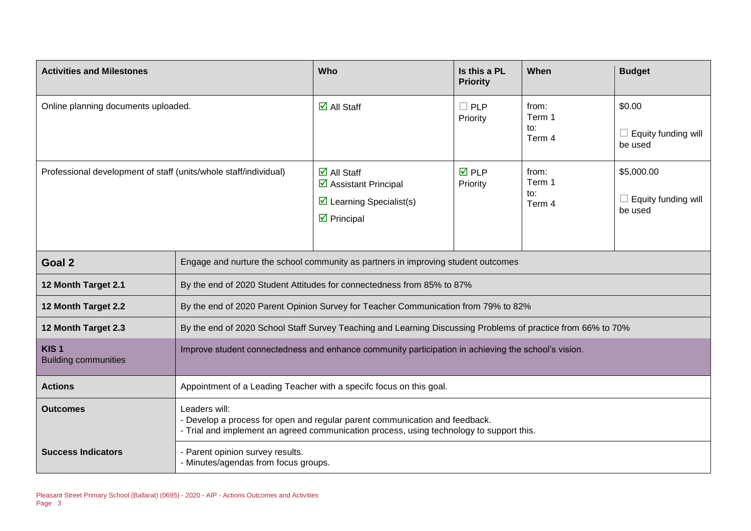| Activities and Milestones | Who | Is this a PL Priority | When | Budget |
|---|---|---|---|---|
| Online planning documents uploaded. | ☑ All Staff | ☐ PLP Priority | from: Term 1 to: Term 4 | $0.00 ☐ Equity funding will be used |
| Professional development of staff (units/whole staff/individual) | ☑ All Staff ☑ Assistant Principal ☑ Learning Specialist(s) ☑ Principal | ☑ PLP Priority | from: Term 1 to: Term 4 | $5,000.00 ☐ Equity funding will be used |

| **Goal 2** | Engage and nurture the school community as partners in improving student outcomes |
|---|---|
| **12 Month Target 2.1** | By the end of 2020 Student Attitudes for connectedness from 85% to 87% |
| **12 Month Target 2.2** | By the end of 2020 Parent Opinion Survey for Teacher Communication from 79% to 82% |
| **12 Month Target 2.3** | By the end of 2020 School Staff Survey Teaching and Learning Discussing Problems of practice from 66% to 70% |
| **KIS 1** Building communities | Improve student connectedness and enhance community participation in achieving the school's vision. |
| **Actions** | Appointment of a Leading Teacher with a specifc focus on this goal. |
| **Outcomes** | Leaders will: - Develop a process for open and regular parent communication and feedback. - Trial and implement an agreed communication process, using technology to support this. |
| **Success Indicators** | - Parent opinion survey results. - Minutes/agendas from focus groups. |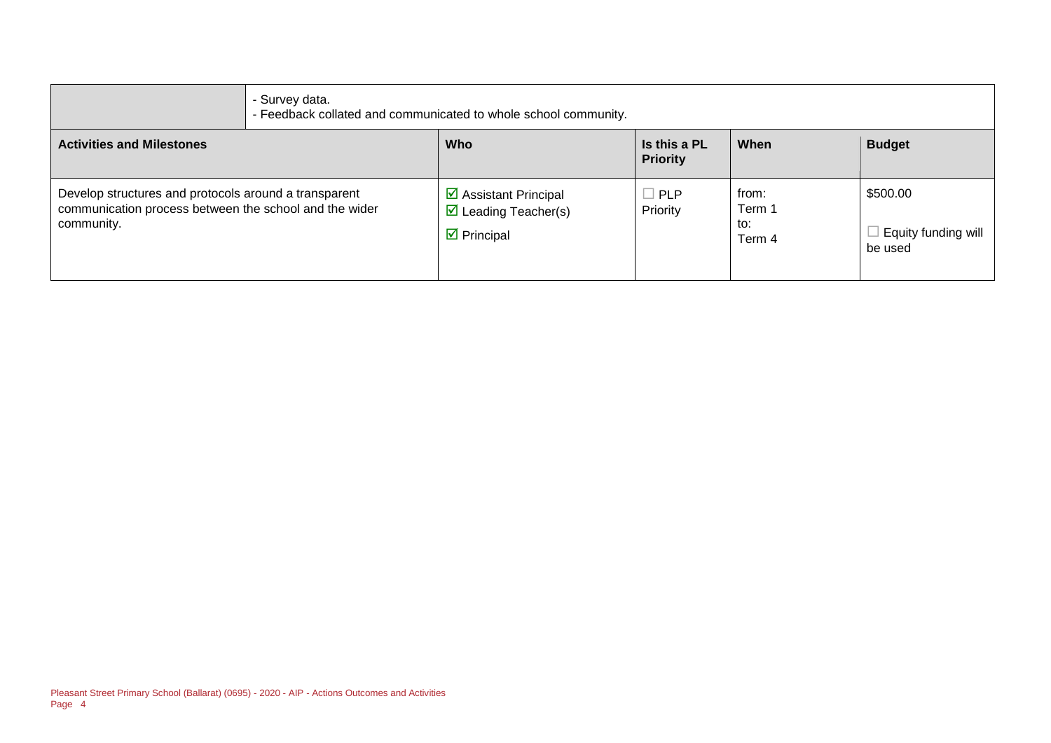| | - Survey data.<br>- Feedback collated and communicated to whole school community. | | | |
|---|---|---|---|---|
| **Activities and Milestones** | **Who** | **Is this a PL Priority** | **When** | **Budget** |
| Develop structures and protocols around a transparent communication process between the school and the wider community. | ☑ Assistant Principal<br>☑ Leading Teacher(s)<br>☑ Principal | ☐ PLP Priority | from:<br>Term 1<br>to:<br>Term 4 | $500.00<br><br>☐ Equity funding will be used |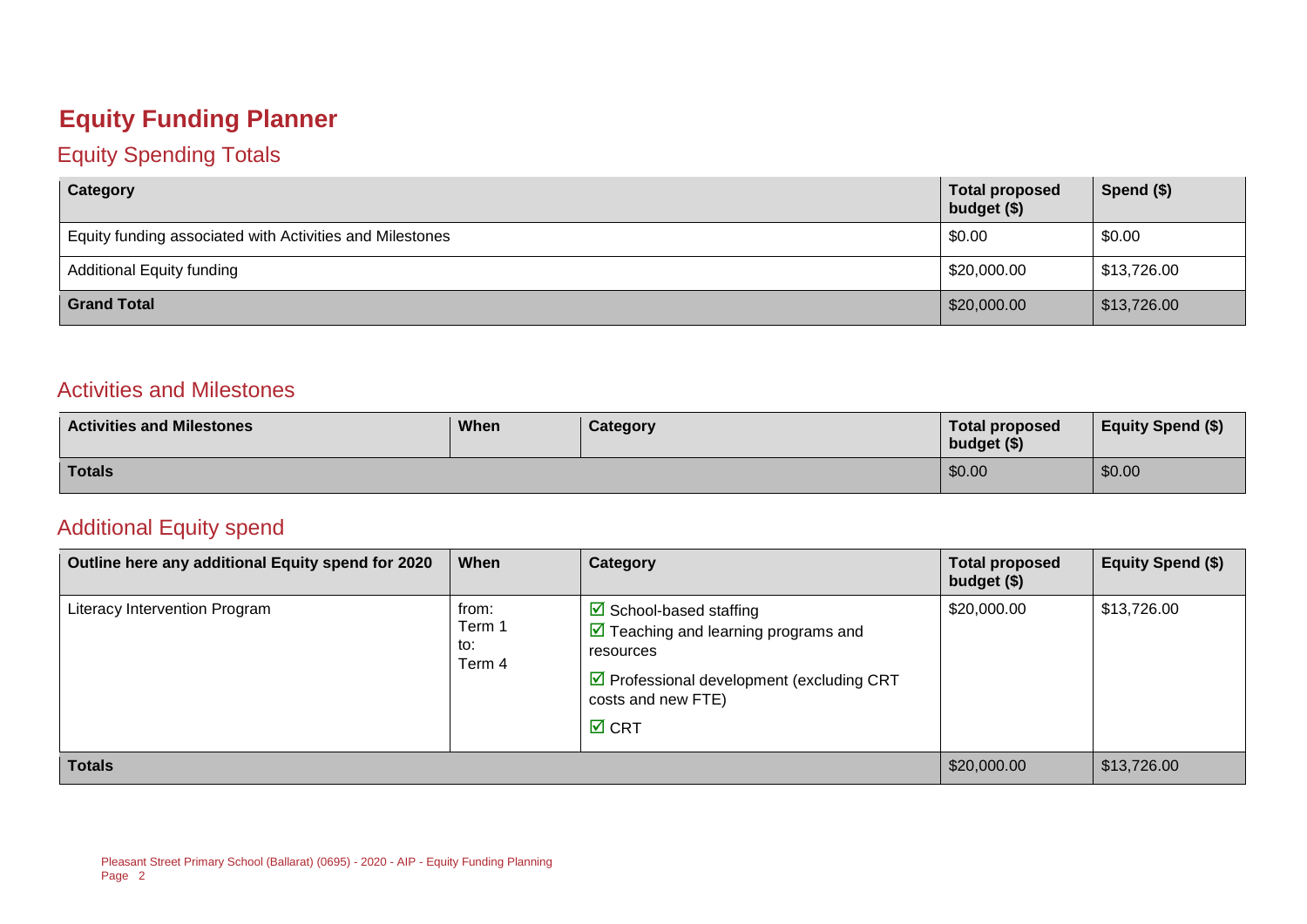# Equity Funding Planner

## Equity Spending Totals

| Category | Total proposed budget ($) | Spend ($) |
|---|---|---|
| Equity funding associated with Activities and Milestones | $0.00 | $0.00 |
| Additional Equity funding | $20,000.00 | $13,726.00 |
| **Grand Total** | $20,000.00 | $13,726.00 |

## Activities and Milestones

| Activities and Milestones | When | Category | Total proposed budget ($) | Equity Spend ($) |
|---|---|---|---|---|
| **Totals** | | | $0.00 | $0.00 |

## Additional Equity spend

| Outline here any additional Equity spend for 2020 | When | Category | Total proposed budget ($) | Equity Spend ($) |
|---|---|---|---|---|
| Literacy Intervention Program | from: Term 1 to: Term 4 | ☑ School-based staffing<br>☑ Teaching and learning programs and resources<br>☑ Professional development (excluding CRT costs and new FTE)<br>☑ CRT | $20,000.00 | $13,726.00 |
| **Totals** | | | $20,000.00 | $13,726.00 |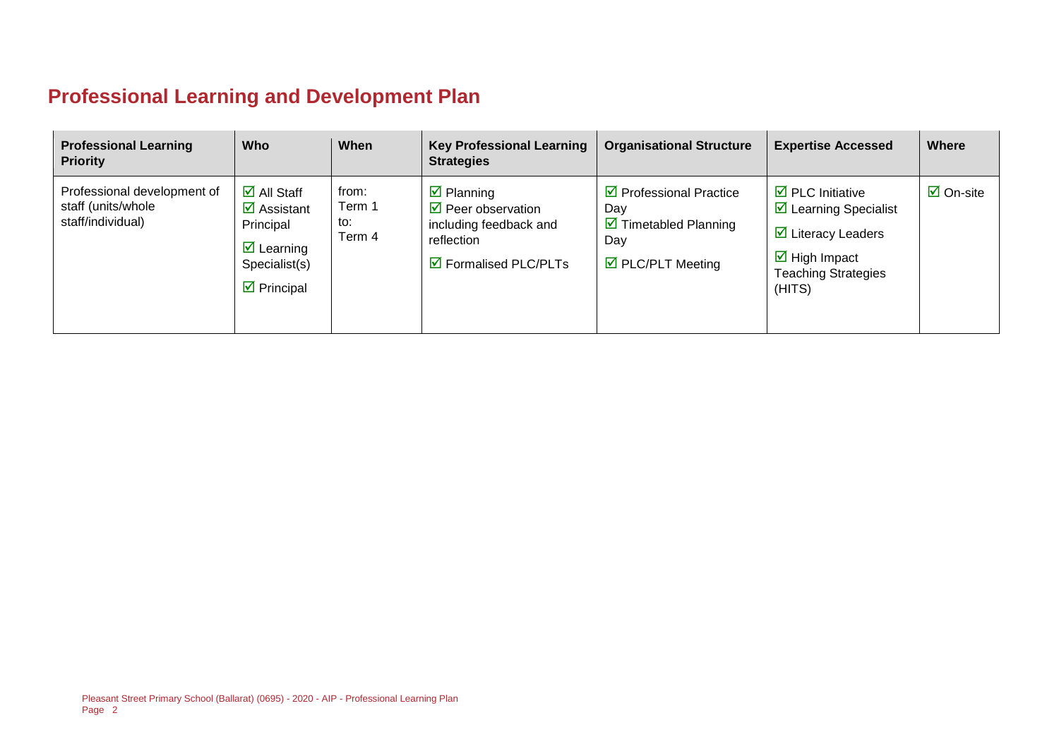## Professional Learning and Development Plan

| Professional Learning Priority | Who | When | Key Professional Learning Strategies | Organisational Structure | Expertise Accessed | Where |
|---|---|---|---|---|---|---|
| Professional development of staff (units/whole staff/individual) | ☑ All Staff<br>☑ Assistant Principal<br>☑ Learning Specialist(s)<br>☑ Principal | from: Term 1<br>to: Term 4 | ☑ Planning<br>☑ Peer observation including feedback and reflection<br>☑ Formalised PLC/PLTs | ☑ Professional Practice Day<br>☑ Timetabled Planning Day<br>☑ PLC/PLT Meeting | ☑ PLC Initiative<br>☑ Learning Specialist<br>☑ Literacy Leaders<br>☑ High Impact Teaching Strategies (HITS) | ☑ On-site |